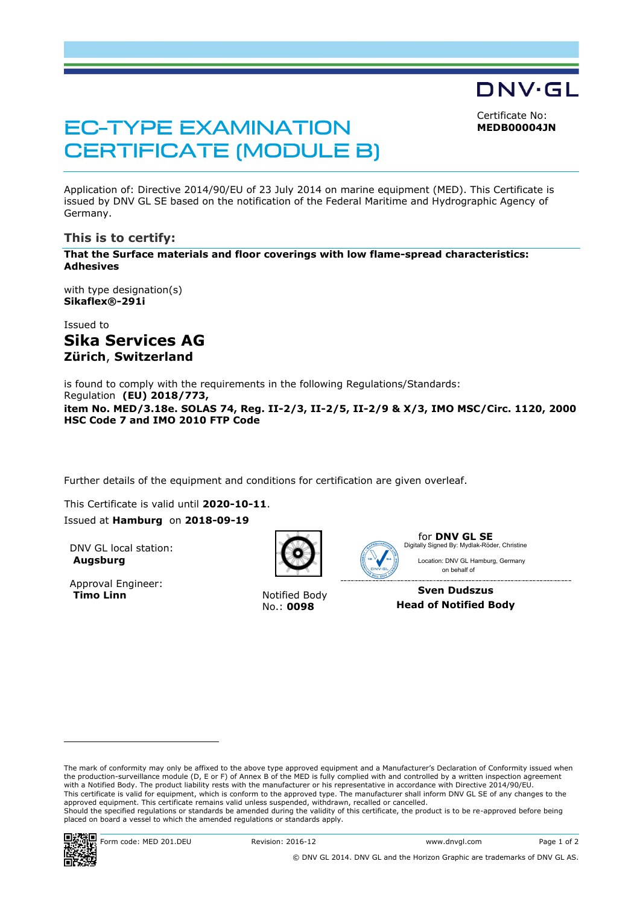DNV·GL

Certificate No:
**MEDB00004JN**

# EC-TYPE EXAMINATION CERTIFICATE (MODULE B)

Application of: Directive 2014/90/EU of 23 July 2014 on marine equipment (MED). This Certificate is issued by DNV GL SE based on the notification of the Federal Maritime and Hydrographic Agency of Germany.

## This is to certify:

**That the Surface materials and floor coverings with low flame-spread characteristics: Adhesives**

with type designation(s)
**Sikaflex®-291i**

Issued to

# Sika Services AG

**Zürich, Switzerland**

is found to comply with the requirements in the following Regulations/Standards:
Regulation **(EU) 2018/773,**
**item No. MED/3.18e. SOLAS 74, Reg. II-2/3, II-2/5, II-2/9 & X/3, IMO MSC/Circ. 1120, 2000 HSC Code 7 and IMO 2010 FTP Code**

Further details of the equipment and conditions for certification are given overleaf.

This Certificate is valid until **2020-10-11**.
Issued at **Hamburg** on **2018-09-19**

DNV GL local station:
**Augsburg**

Approval Engineer:
**Timo Linn**

Notified Body
No.: **0098**

for **DNV GL SE**
Digitally Signed By: Mydlak-Röder, Christine
Location: DNV GL Hamburg, Germany
on behalf of

**Sven Dudszus**
**Head of Notified Body**

The mark of conformity may only be affixed to the above type approved equipment and a Manufacturer's Declaration of Conformity issued when the production-surveillance module (D, E or F) of Annex B of the MED is fully complied with and controlled by a written inspection agreement with a Notified Body. The product liability rests with the manufacturer or his representative in accordance with Directive 2014/90/EU.
This certificate is valid for equipment, which is conform to the approved type. The manufacturer shall inform DNV GL SE of any changes to the approved equipment. This certificate remains valid unless suspended, withdrawn, recalled or cancelled.
Should the specified regulations or standards be amended during the validity of this certificate, the product is to be re-approved before being placed on board a vessel to which the amended regulations or standards apply.

Form code: MED 201.DEU  Revision: 2016-12  www.dnvgl.com

© DNV GL 2014. DNV GL and the Horizon Graphic are trademarks of DNV GL AS.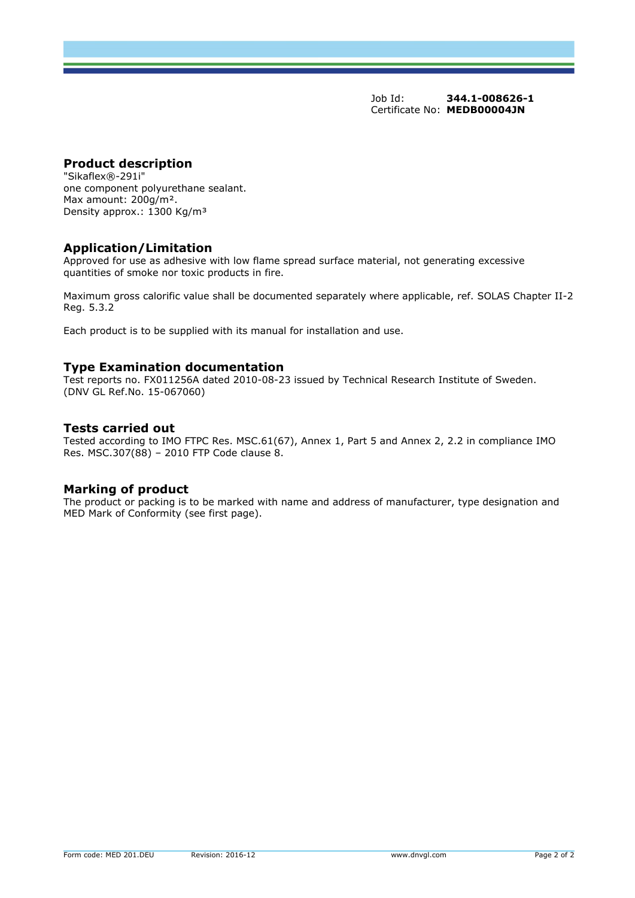Job Id: **344.1-008626-1**
Certificate No: **MEDB00004JN**

## Product description

"Sikaflex®-291i"
one component polyurethane sealant.
Max amount: 200g/m².
Density approx.: 1300 Kg/m³

## Application/Limitation

Approved for use as adhesive with low flame spread surface material, not generating excessive quantities of smoke nor toxic products in fire.

Maximum gross calorific value shall be documented separately where applicable, ref. SOLAS Chapter II-2 Reg. 5.3.2

Each product is to be supplied with its manual for installation and use.

## Type Examination documentation

Test reports no. FX011256A dated 2010-08-23 issued by Technical Research Institute of Sweden.
(DNV GL Ref.No. 15-067060)

## Tests carried out

Tested according to IMO FTPC Res. MSC.61(67), Annex 1, Part 5 and Annex 2, 2.2 in compliance IMO Res. MSC.307(88) – 2010 FTP Code clause 8.

## Marking of product

The product or packing is to be marked with name and address of manufacturer, type designation and MED Mark of Conformity (see first page).